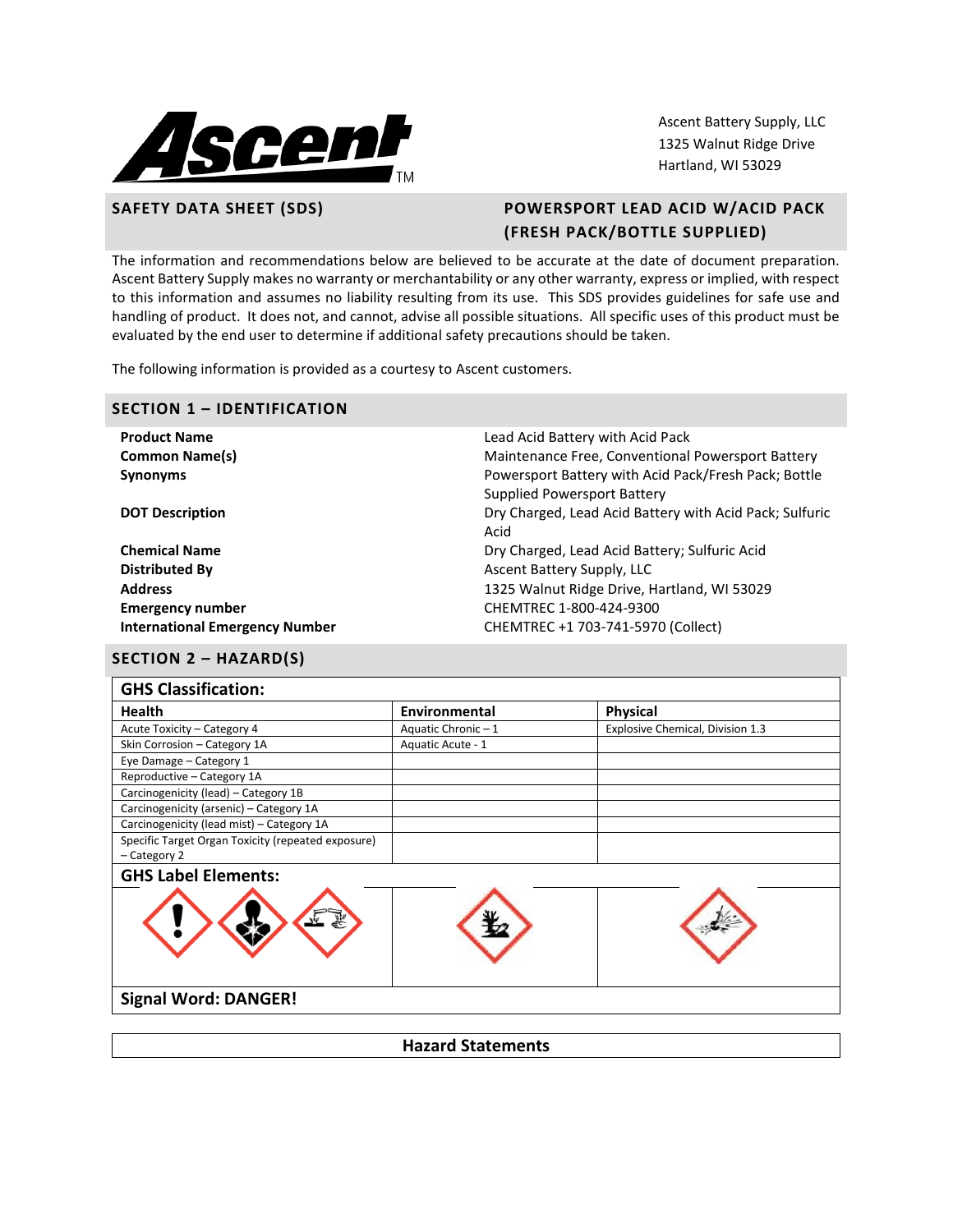Ascent Battery Supply, LLC
1325 Walnut Ridge Drive
Hartland, WI 53029

## SAFETY DATA SHEET (SDS) — POWERSPORT LEAD ACID W/ACID PACK (FRESH PACK/BOTTLE SUPPLIED)

The information and recommendations below are believed to be accurate at the date of document preparation. Ascent Battery Supply makes no warranty or merchantability or any other warranty, express or implied, with respect to this information and assumes no liability resulting from its use. This SDS provides guidelines for safe use and handling of product. It does not, and cannot, advise all possible situations. All specific uses of this product must be evaluated by the end user to determine if additional safety precautions should be taken.

The following information is provided as a courtesy to Ascent customers.

## SECTION 1 – IDENTIFICATION

| | |
|---|---|
| **Product Name** | Lead Acid Battery with Acid Pack |
| **Common Name(s)** | Maintenance Free, Conventional Powersport Battery |
| **Synonyms** | Powersport Battery with Acid Pack/Fresh Pack; Bottle Supplied Powersport Battery |
| **DOT Description** | Dry Charged, Lead Acid Battery with Acid Pack; Sulfuric Acid |
| **Chemical Name** | Dry Charged, Lead Acid Battery; Sulfuric Acid |
| **Distributed By** | Ascent Battery Supply, LLC |
| **Address** | 1325 Walnut Ridge Drive, Hartland, WI 53029 |
| **Emergency number** | CHEMTREC 1-800-424-9300 |
| **International Emergency Number** | CHEMTREC +1 703-741-5970 (Collect) |

## SECTION 2 – HAZARD(S)

**GHS Classification:**

| Health | Environmental | Physical |
|---|---|---|
| Acute Toxicity – Category 4 | Aquatic Chronic – 1 | Explosive Chemical, Division 1.3 |
| Skin Corrosion – Category 1A | Aquatic Acute - 1 | |
| Eye Damage – Category 1 | | |
| Reproductive – Category 1A | | |
| Carcinogenicity (lead) – Category 1B | | |
| Carcinogenicity (arsenic) – Category 1A | | |
| Carcinogenicity (lead mist) – Category 1A | | |
| Specific Target Organ Toxicity (repeated exposure) – Category 2 | | |

**GHS Label Elements:**

**Signal Word: DANGER!**

**Hazard Statements**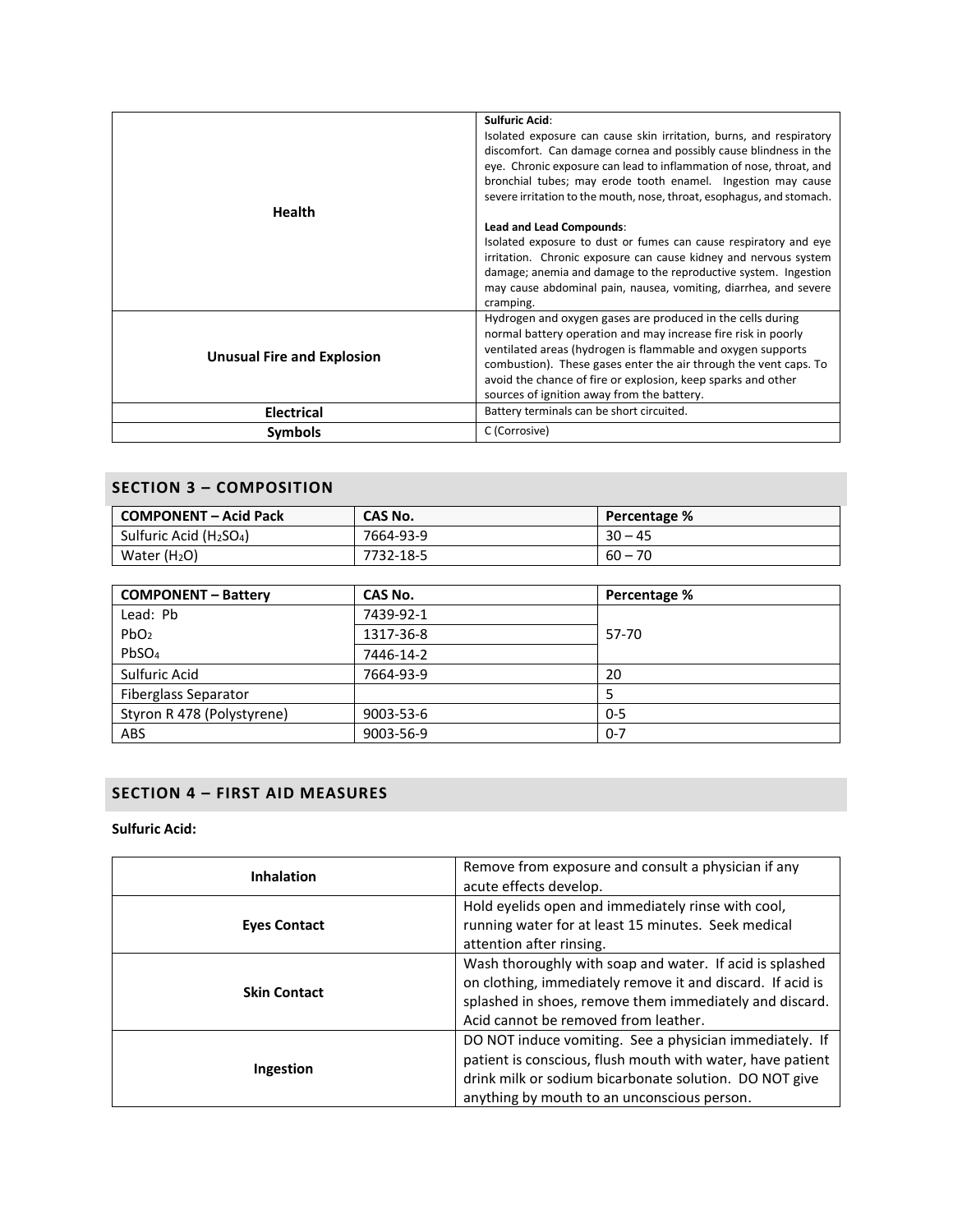| | |
|---|---|
| **Health** | **Sulfuric Acid**: Isolated exposure can cause skin irritation, burns, and respiratory discomfort. Can damage cornea and possibly cause blindness in the eye. Chronic exposure can lead to inflammation of nose, throat, and bronchial tubes; may erode tooth enamel. Ingestion may cause severe irritation to the mouth, nose, throat, esophagus, and stomach.<br><br>**Lead and Lead Compounds**: Isolated exposure to dust or fumes can cause respiratory and eye irritation. Chronic exposure can cause kidney and nervous system damage; anemia and damage to the reproductive system. Ingestion may cause abdominal pain, nausea, vomiting, diarrhea, and severe cramping. |
| **Unusual Fire and Explosion** | Hydrogen and oxygen gases are produced in the cells during normal battery operation and may increase fire risk in poorly ventilated areas (hydrogen is flammable and oxygen supports combustion). These gases enter the air through the vent caps. To avoid the chance of fire or explosion, keep sparks and other sources of ignition away from the battery. |
| **Electrical** | Battery terminals can be short circuited. |
| **Symbols** | C (Corrosive) |

## SECTION 3 – COMPOSITION

| COMPONENT – Acid Pack | CAS No. | Percentage % |
|---|---|---|
| Sulfuric Acid ($H_2SO_4$) | 7664-93-9 | 30 – 45 |
| Water ($H_2O$) | 7732-18-5 | 60 – 70 |

| COMPONENT – Battery | CAS No. | Percentage % |
|---|---|---|
| Lead: Pb | 7439-92-1 | 57-70 |
| $PbO_2$ | 1317-36-8 | |
| $PbSO_4$ | 7446-14-2 | |
| Sulfuric Acid | 7664-93-9 | 20 |
| Fiberglass Separator | | 5 |
| Styron R 478 (Polystyrene) | 9003-53-6 | 0-5 |
| ABS | 9003-56-9 | 0-7 |

## SECTION 4 – FIRST AID MEASURES

**Sulfuric Acid:**

| | |
|---|---|
| **Inhalation** | Remove from exposure and consult a physician if any acute effects develop. |
| **Eyes Contact** | Hold eyelids open and immediately rinse with cool, running water for at least 15 minutes. Seek medical attention after rinsing. |
| **Skin Contact** | Wash thoroughly with soap and water. If acid is splashed on clothing, immediately remove it and discard. If acid is splashed in shoes, remove them immediately and discard. Acid cannot be removed from leather. |
| **Ingestion** | DO NOT induce vomiting. See a physician immediately. If patient is conscious, flush mouth with water, have patient drink milk or sodium bicarbonate solution. DO NOT give anything by mouth to an unconscious person. |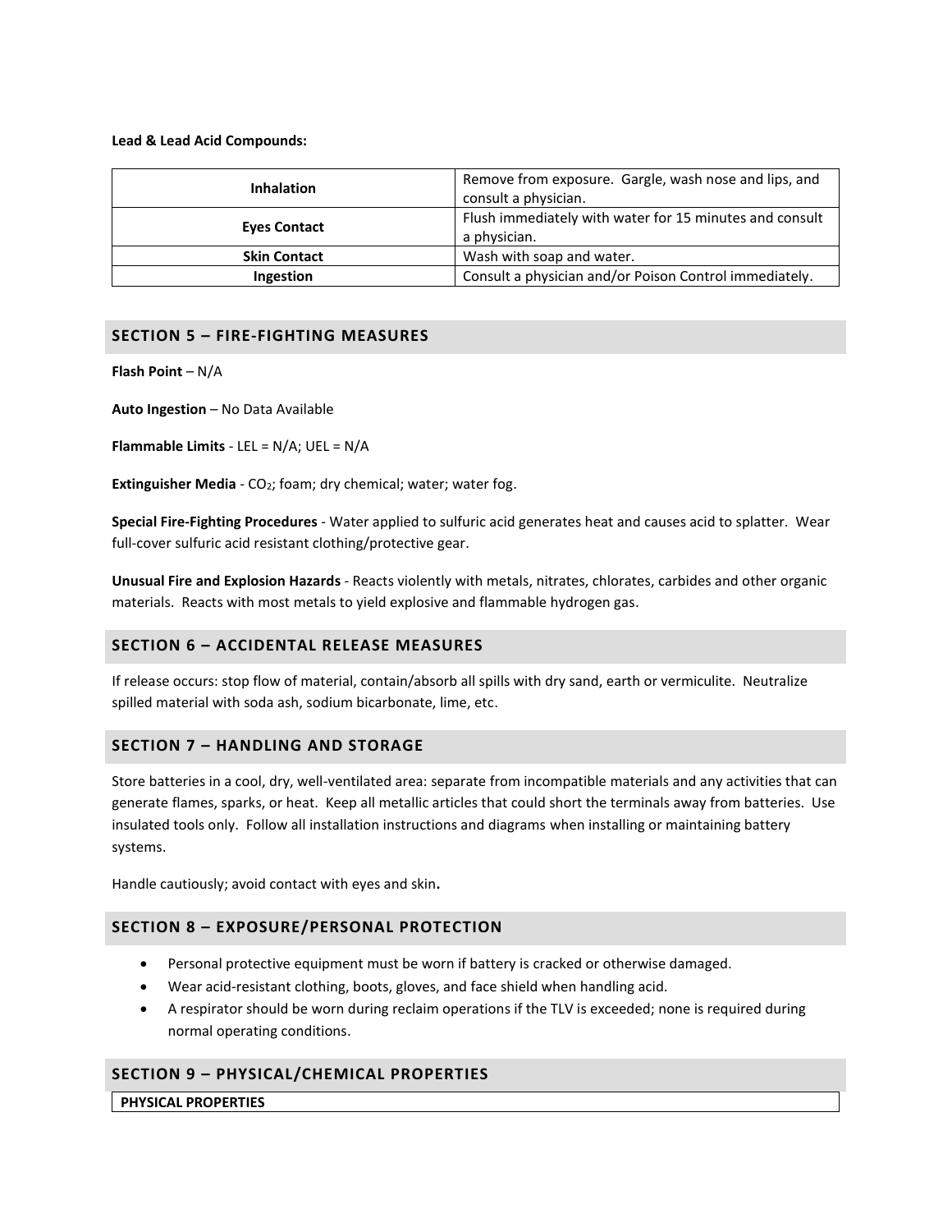**Lead & Lead Acid Compounds:**

| | |
|---|---|
| **Inhalation** | Remove from exposure. Gargle, wash nose and lips, and consult a physician. |
| **Eyes Contact** | Flush immediately with water for 15 minutes and consult a physician. |
| **Skin Contact** | Wash with soap and water. |
| **Ingestion** | Consult a physician and/or Poison Control immediately. |

## SECTION 5 – FIRE-FIGHTING MEASURES

**Flash Point** – N/A

**Auto Ingestion** – No Data Available

**Flammable Limits** - LEL = N/A; UEL = N/A

**Extinguisher Media** - $CO_2$; foam; dry chemical; water; water fog.

**Special Fire-Fighting Procedures** - Water applied to sulfuric acid generates heat and causes acid to splatter. Wear full-cover sulfuric acid resistant clothing/protective gear.

**Unusual Fire and Explosion Hazards** - Reacts violently with metals, nitrates, chlorates, carbides and other organic materials. Reacts with most metals to yield explosive and flammable hydrogen gas.

## SECTION 6 – ACCIDENTAL RELEASE MEASURES

If release occurs: stop flow of material, contain/absorb all spills with dry sand, earth or vermiculite. Neutralize spilled material with soda ash, sodium bicarbonate, lime, etc.

## SECTION 7 – HANDLING AND STORAGE

Store batteries in a cool, dry, well-ventilated area: separate from incompatible materials and any activities that can generate flames, sparks, or heat. Keep all metallic articles that could short the terminals away from batteries. Use insulated tools only. Follow all installation instructions and diagrams when installing or maintaining battery systems.

Handle cautiously; avoid contact with eyes and skin.

## SECTION 8 – EXPOSURE/PERSONAL PROTECTION

- Personal protective equipment must be worn if battery is cracked or otherwise damaged.
- Wear acid-resistant clothing, boots, gloves, and face shield when handling acid.
- A respirator should be worn during reclaim operations if the TLV is exceeded; none is required during normal operating conditions.

## SECTION 9 – PHYSICAL/CHEMICAL PROPERTIES

| **PHYSICAL PROPERTIES** |
|---|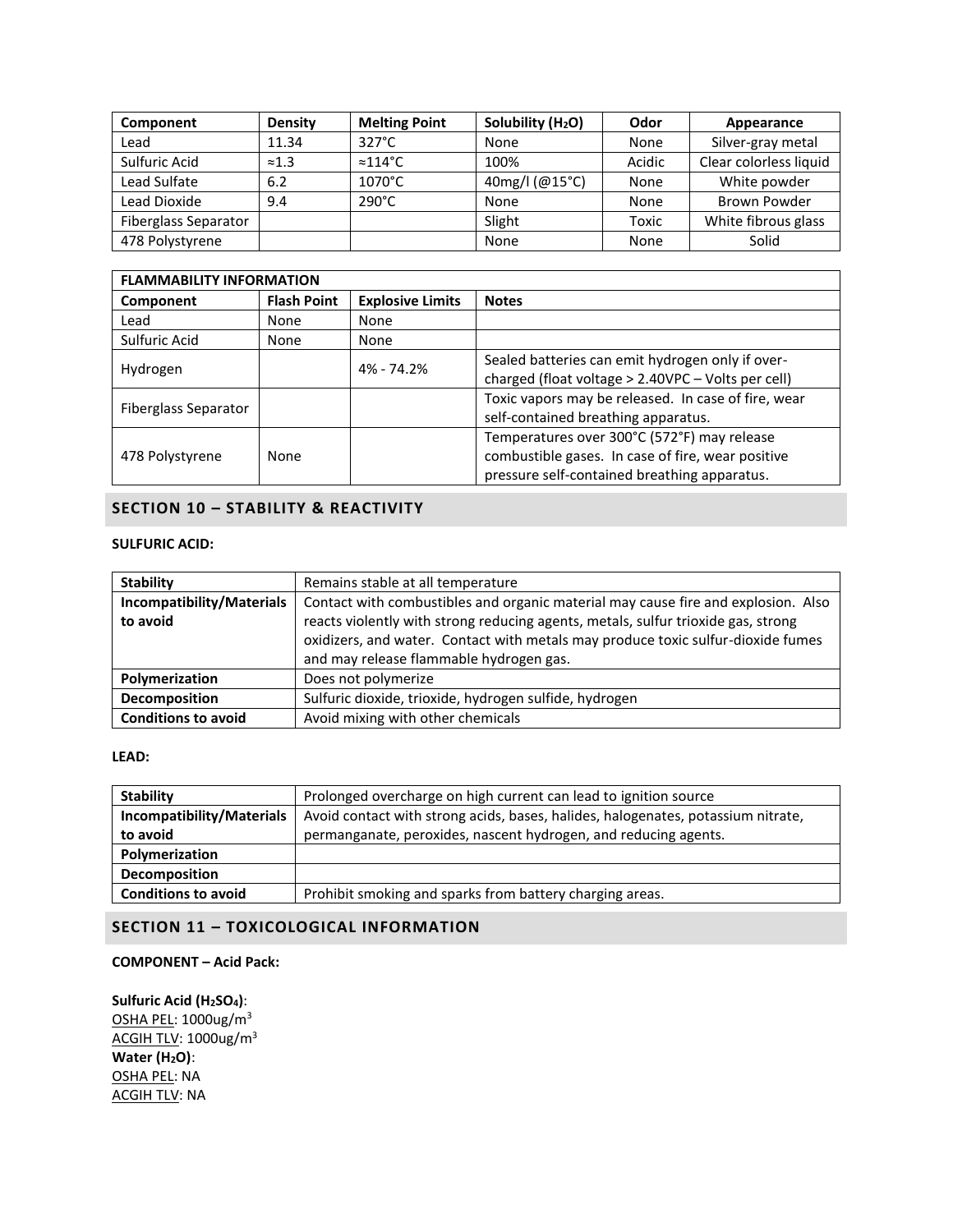| Component | Density | Melting Point | Solubility ($H_2O$) | Odor | Appearance |
|---|---|---|---|---|---|
| Lead | 11.34 | 327°C | None | None | Silver-gray metal |
| Sulfuric Acid | ≈1.3 | ≈114°C | 100% | Acidic | Clear colorless liquid |
| Lead Sulfate | 6.2 | 1070°C | 40mg/l (@15°C) | None | White powder |
| Lead Dioxide | 9.4 | 290°C | None | None | Brown Powder |
| Fiberglass Separator | | | Slight | Toxic | White fibrous glass |
| 478 Polystyrene | | | None | None | Solid |

| FLAMMABILITY INFORMATION | | | |
|---|---|---|---|
| **Component** | **Flash Point** | **Explosive Limits** | **Notes** |
| Lead | None | None | |
| Sulfuric Acid | None | None | |
| Hydrogen | | 4% - 74.2% | Sealed batteries can emit hydrogen only if over-charged (float voltage > 2.40VPC – Volts per cell) |
| Fiberglass Separator | | | Toxic vapors may be released. In case of fire, wear self-contained breathing apparatus. |
| 478 Polystyrene | None | | Temperatures over 300°C (572°F) may release combustible gases. In case of fire, wear positive pressure self-contained breathing apparatus. |

## SECTION 10 – STABILITY & REACTIVITY

**SULFURIC ACID:**

| | |
|---|---|
| **Stability** | Remains stable at all temperature |
| **Incompatibility/Materials to avoid** | Contact with combustibles and organic material may cause fire and explosion. Also reacts violently with strong reducing agents, metals, sulfur trioxide gas, strong oxidizers, and water. Contact with metals may produce toxic sulfur-dioxide fumes and may release flammable hydrogen gas. |
| **Polymerization** | Does not polymerize |
| **Decomposition** | Sulfuric dioxide, trioxide, hydrogen sulfide, hydrogen |
| **Conditions to avoid** | Avoid mixing with other chemicals |

**LEAD:**

| | |
|---|---|
| **Stability** | Prolonged overcharge on high current can lead to ignition source |
| **Incompatibility/Materials to avoid** | Avoid contact with strong acids, bases, halides, halogenates, potassium nitrate, permanganate, peroxides, nascent hydrogen, and reducing agents. |
| **Polymerization** | |
| **Decomposition** | |
| **Conditions to avoid** | Prohibit smoking and sparks from battery charging areas. |

## SECTION 11 – TOXICOLOGICAL INFORMATION

**COMPONENT – Acid Pack:**

**Sulfuric Acid ($H_2SO_4$)**:
OSHA PEL: 1000ug/m$^3$
ACGIH TLV: 1000ug/m$^3$
**Water ($H_2O$)**:
OSHA PEL: NA
ACGIH TLV: NA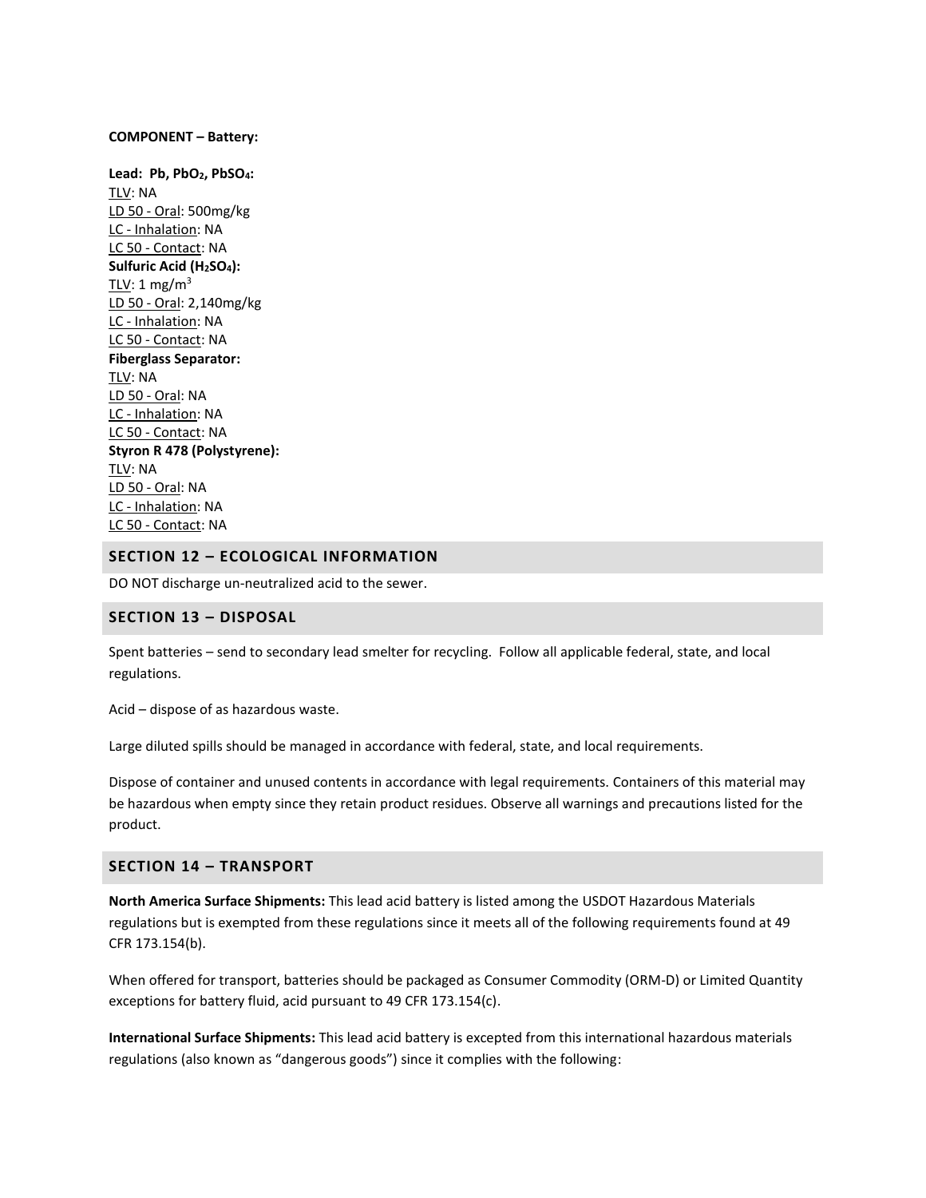**COMPONENT – Battery:**

**Lead: Pb, $PbO_2$, $PbSO_4$:**
TLV: NA
LD 50 - Oral: 500mg/kg
LC - Inhalation: NA
LC 50 - Contact: NA
**Sulfuric Acid ($H_2SO_4$):**
TLV: 1 mg/m$^3$
LD 50 - Oral: 2,140mg/kg
LC - Inhalation: NA
LC 50 - Contact: NA
**Fiberglass Separator:**
TLV: NA
LD 50 - Oral: NA
LC - Inhalation: NA
LC 50 - Contact: NA
**Styron R 478 (Polystyrene):**
TLV: NA
LD 50 - Oral: NA
LC - Inhalation: NA
LC 50 - Contact: NA

## SECTION 12 – ECOLOGICAL INFORMATION

DO NOT discharge un-neutralized acid to the sewer.

## SECTION 13 – DISPOSAL

Spent batteries – send to secondary lead smelter for recycling. Follow all applicable federal, state, and local regulations.

Acid – dispose of as hazardous waste.

Large diluted spills should be managed in accordance with federal, state, and local requirements.

Dispose of container and unused contents in accordance with legal requirements. Containers of this material may be hazardous when empty since they retain product residues. Observe all warnings and precautions listed for the product.

## SECTION 14 – TRANSPORT

**North America Surface Shipments:** This lead acid battery is listed among the USDOT Hazardous Materials regulations but is exempted from these regulations since it meets all of the following requirements found at 49 CFR 173.154(b).

When offered for transport, batteries should be packaged as Consumer Commodity (ORM-D) or Limited Quantity exceptions for battery fluid, acid pursuant to 49 CFR 173.154(c).

**International Surface Shipments:** This lead acid battery is excepted from this international hazardous materials regulations (also known as "dangerous goods") since it complies with the following: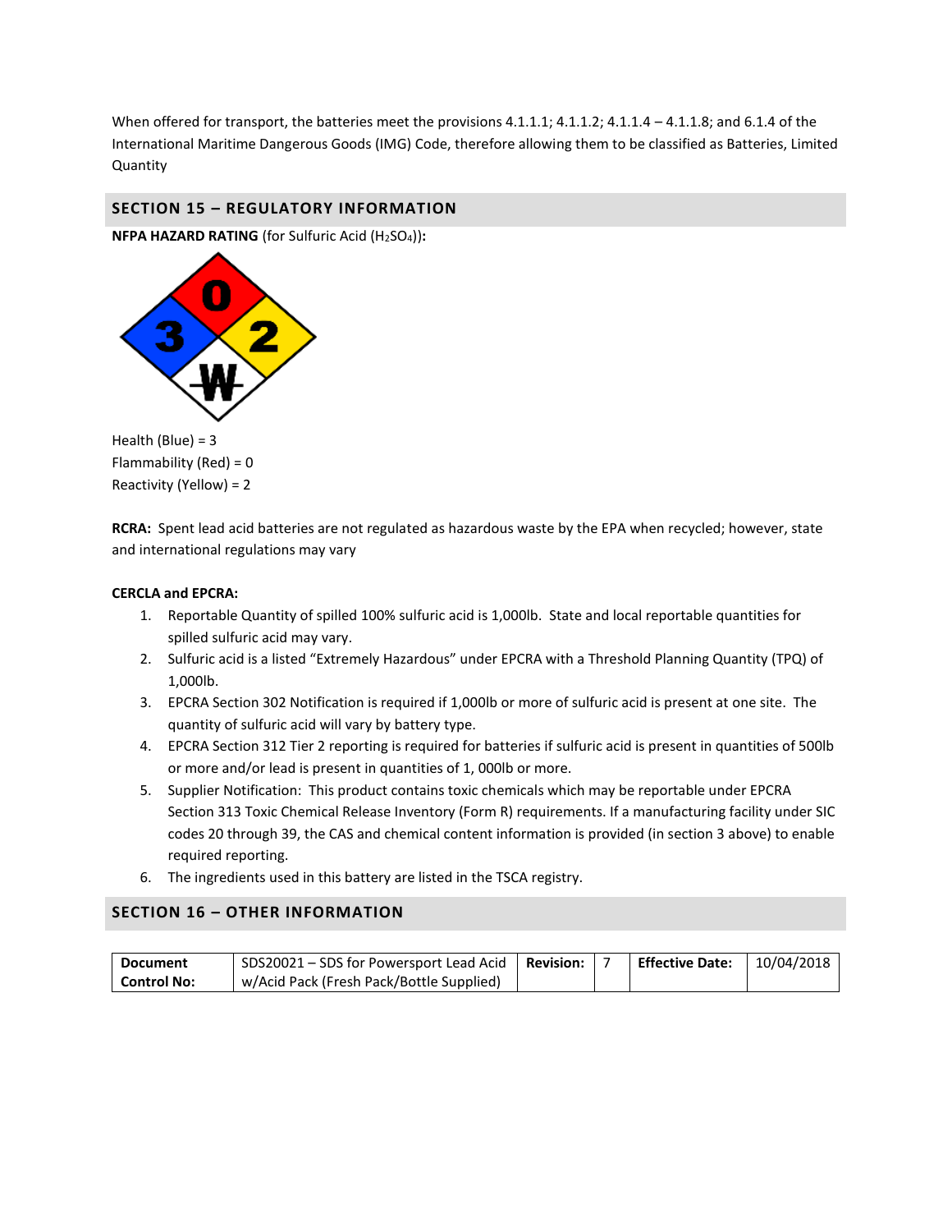When offered for transport, the batteries meet the provisions 4.1.1.1; 4.1.1.2; 4.1.1.4 – 4.1.1.8; and 6.1.4 of the International Maritime Dangerous Goods (IMG) Code, therefore allowing them to be classified as Batteries, Limited Quantity

## SECTION 15 – REGULATORY INFORMATION

**NFPA HAZARD RATING** (for Sulfuric Acid ($H_2SO_4$))**:**

Health (Blue) = 3
Flammability (Red) = 0
Reactivity (Yellow) = 2

**RCRA:** Spent lead acid batteries are not regulated as hazardous waste by the EPA when recycled; however, state and international regulations may vary

**CERCLA and EPCRA:**

1. Reportable Quantity of spilled 100% sulfuric acid is 1,000lb. State and local reportable quantities for spilled sulfuric acid may vary.
2. Sulfuric acid is a listed "Extremely Hazardous" under EPCRA with a Threshold Planning Quantity (TPQ) of 1,000lb.
3. EPCRA Section 302 Notification is required if 1,000lb or more of sulfuric acid is present at one site. The quantity of sulfuric acid will vary by battery type.
4. EPCRA Section 312 Tier 2 reporting is required for batteries if sulfuric acid is present in quantities of 500lb or more and/or lead is present in quantities of 1, 000lb or more.
5. Supplier Notification: This product contains toxic chemicals which may be reportable under EPCRA Section 313 Toxic Chemical Release Inventory (Form R) requirements. If a manufacturing facility under SIC codes 20 through 39, the CAS and chemical content information is provided (in section 3 above) to enable required reporting.
6. The ingredients used in this battery are listed in the TSCA registry.

## SECTION 16 – OTHER INFORMATION

| | | | | | |
|---|---|---|---|---|---|
| **Document Control No:** | SDS20021 – SDS for Powersport Lead Acid w/Acid Pack (Fresh Pack/Bottle Supplied) | **Revision:** | 7 | **Effective Date:** | 10/04/2018 |